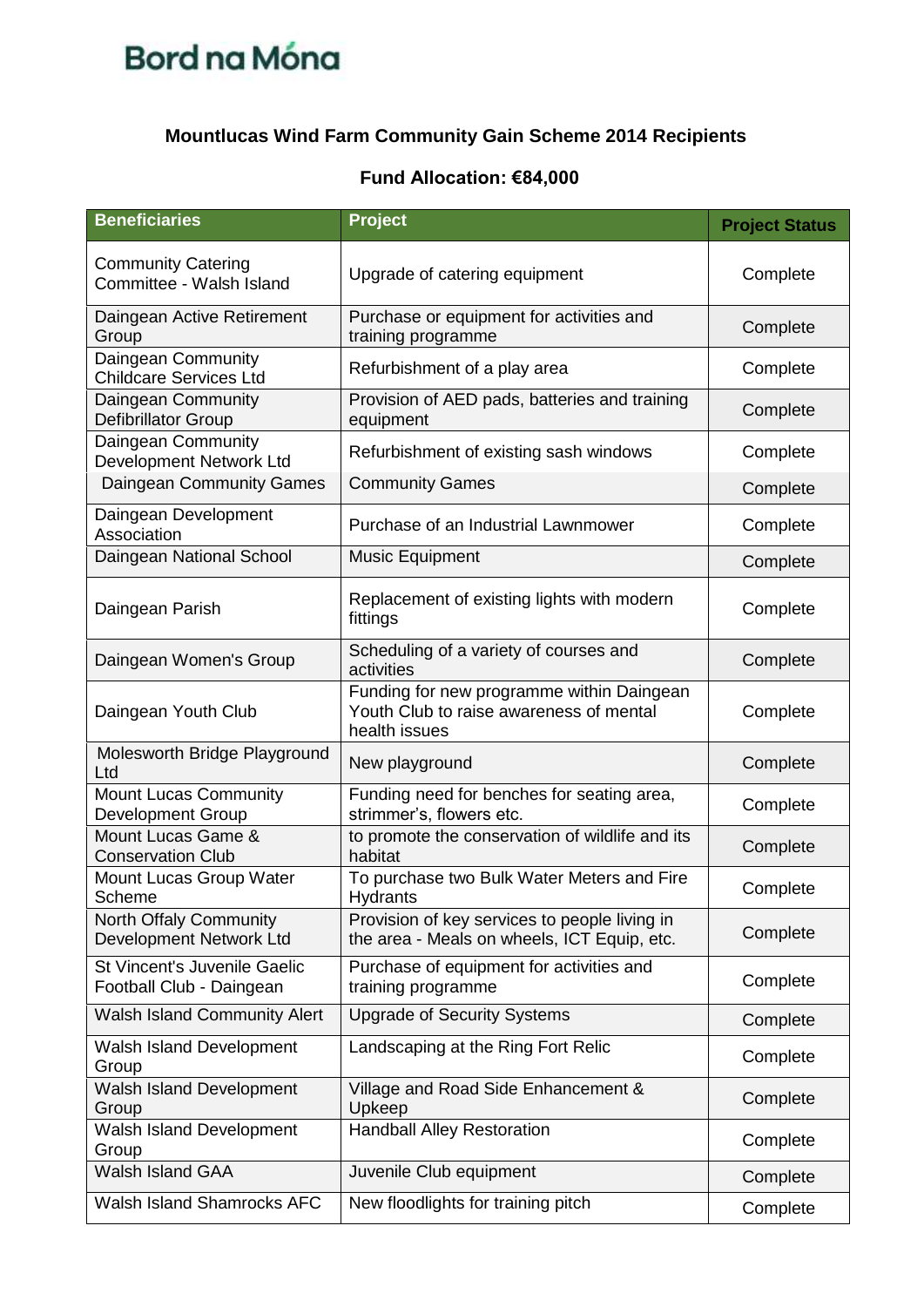Bord na Móna

## Mountlucas Wind Farm Community Gain Scheme 2014 Recipients

### Fund Allocation: €84,000

| Beneficiaries | Project | Project Status |
|---|---|---|
| Community Catering Committee - Walsh Island | Upgrade of catering equipment | Complete |
| Daingean Active Retirement Group | Purchase or equipment for activities and training programme | Complete |
| Daingean Community Childcare Services Ltd | Refurbishment of a play area | Complete |
| Daingean Community Defibrillator Group | Provision of AED pads, batteries and training equipment | Complete |
| Daingean Community Development Network Ltd | Refurbishment of existing sash windows | Complete |
| Daingean Community Games | Community Games | Complete |
| Daingean Development Association | Purchase of an Industrial Lawnmower | Complete |
| Daingean National School | Music Equipment | Complete |
| Daingean Parish | Replacement of existing lights with modern fittings | Complete |
| Daingean Women's Group | Scheduling of a variety of courses and activities | Complete |
| Daingean Youth Club | Funding for new programme within Daingean Youth Club to raise awareness of mental health issues | Complete |
| Molesworth Bridge Playground Ltd | New playground | Complete |
| Mount Lucas Community Development Group | Funding need for benches for seating area, strimmer's, flowers etc. | Complete |
| Mount Lucas Game & Conservation Club | to promote the conservation of wildlife and its habitat | Complete |
| Mount Lucas Group Water Scheme | To purchase two Bulk Water Meters and Fire Hydrants | Complete |
| North Offaly Community Development Network Ltd | Provision of key services to people living in the area - Meals on wheels, ICT Equip, etc. | Complete |
| St Vincent's Juvenile Gaelic Football Club - Daingean | Purchase of equipment for activities and training programme | Complete |
| Walsh Island Community Alert | Upgrade of Security Systems | Complete |
| Walsh Island Development Group | Landscaping at the Ring Fort Relic | Complete |
| Walsh Island Development Group | Village and Road Side Enhancement & Upkeep | Complete |
| Walsh Island Development Group | Handball Alley Restoration | Complete |
| Walsh Island GAA | Juvenile Club equipment | Complete |
| Walsh Island Shamrocks AFC | New floodlights for training pitch | Complete |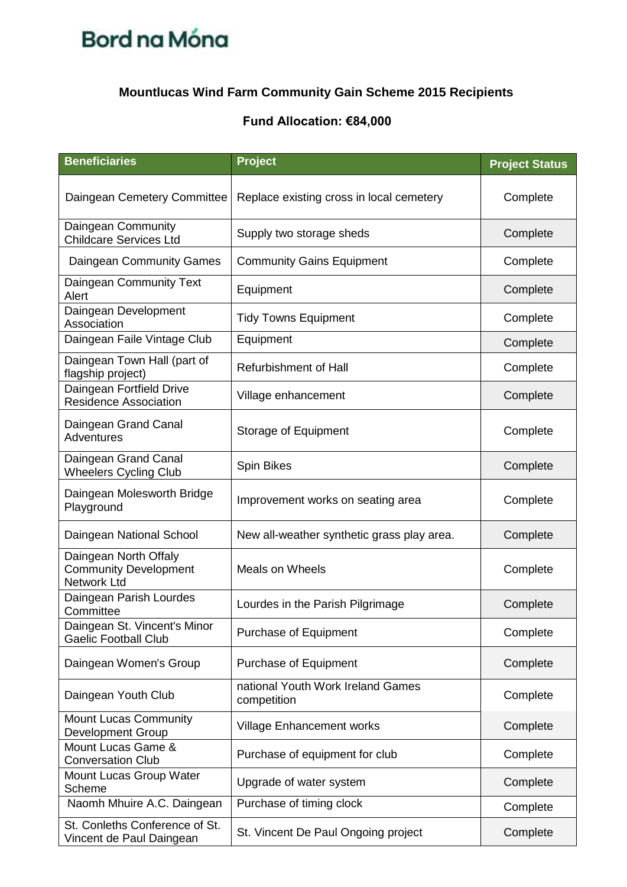Bord na Móna

## Mountlucas Wind Farm Community Gain Scheme 2015 Recipients

## Fund Allocation: €84,000

| Beneficiaries | Project | Project Status |
|---|---|---|
| Daingean Cemetery Committee | Replace existing cross in local cemetery | Complete |
| Daingean Community Childcare Services Ltd | Supply two storage sheds | Complete |
| Daingean Community Games | Community Gains Equipment | Complete |
| Daingean Community Text Alert | Equipment | Complete |
| Daingean Development Association | Tidy Towns Equipment | Complete |
| Daingean Faile Vintage Club | Equipment | Complete |
| Daingean Town Hall (part of flagship project) | Refurbishment of Hall | Complete |
| Daingean Fortfield Drive Residence Association | Village enhancement | Complete |
| Daingean Grand Canal Adventures | Storage of Equipment | Complete |
| Daingean Grand Canal Wheelers Cycling Club | Spin Bikes | Complete |
| Daingean Molesworth Bridge Playground | Improvement works on seating area | Complete |
| Daingean National School | New all-weather synthetic grass play area. | Complete |
| Daingean North Offaly Community Development Network Ltd | Meals on Wheels | Complete |
| Daingean Parish Lourdes Committee | Lourdes in the Parish Pilgrimage | Complete |
| Daingean St. Vincent's Minor Gaelic Football Club | Purchase of Equipment | Complete |
| Daingean Women's Group | Purchase of Equipment | Complete |
| Daingean Youth Club | national Youth Work Ireland Games competition | Complete |
| Mount Lucas Community Development Group | Village Enhancement works | Complete |
| Mount Lucas Game & Conversation Club | Purchase of equipment for club | Complete |
| Mount Lucas Group Water Scheme | Upgrade of water system | Complete |
| Naomh Mhuire A.C. Daingean | Purchase of timing clock | Complete |
| St. Conleths Conference of St. Vincent de Paul Daingean | St. Vincent De Paul Ongoing project | Complete |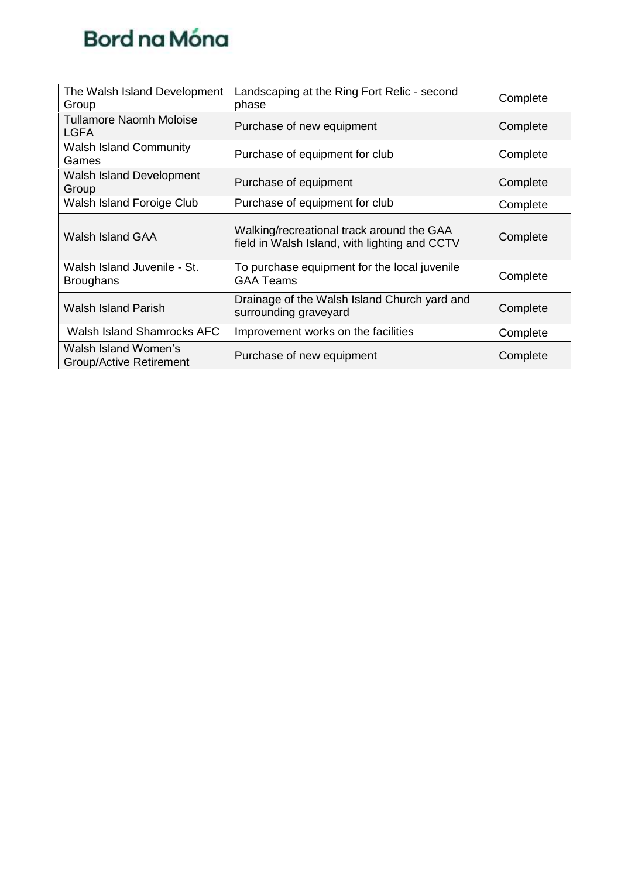| The Walsh Island Development Group | Landscaping at the Ring Fort Relic - second phase | Complete |
|---|---|---|
| Tullamore Naomh Moloise LGFA | Purchase of new equipment | Complete |
| Walsh Island Community Games | Purchase of equipment for club | Complete |
| Walsh Island Development Group | Purchase of equipment | Complete |
| Walsh Island Foroige Club | Purchase of equipment for club | Complete |
| Walsh Island GAA | Walking/recreational track around the GAA field in Walsh Island, with lighting and CCTV | Complete |
| Walsh Island Juvenile - St. Broughans | To purchase equipment for the local juvenile GAA Teams | Complete |
| Walsh Island Parish | Drainage of the Walsh Island Church yard and surrounding graveyard | Complete |
| Walsh Island Shamrocks AFC | Improvement works on the facilities | Complete |
| Walsh Island Women's Group/Active Retirement | Purchase of new equipment | Complete |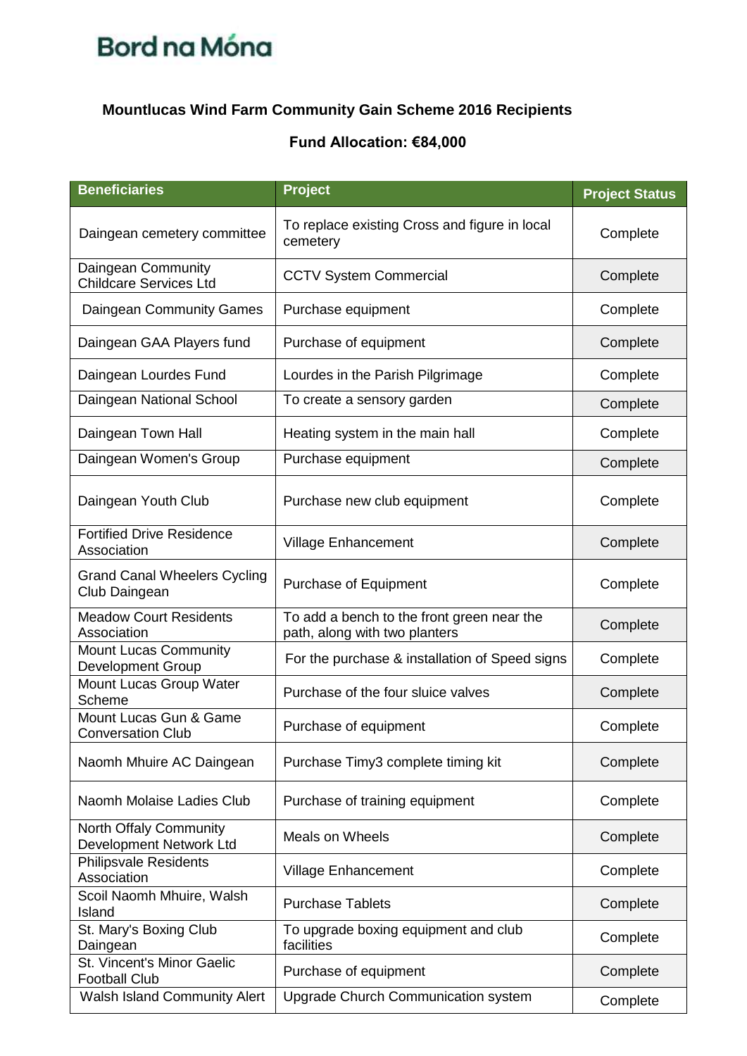Bord na Móna

### Mountlucas Wind Farm Community Gain Scheme 2016 Recipients

### Fund Allocation: €84,000

| Beneficiaries | Project | Project Status |
|---|---|---|
| Daingean cemetery committee | To replace existing Cross and figure in local cemetery | Complete |
| Daingean Community Childcare Services Ltd | CCTV System Commercial | Complete |
| Daingean Community Games | Purchase equipment | Complete |
| Daingean GAA Players fund | Purchase of equipment | Complete |
| Daingean Lourdes Fund | Lourdes in the Parish Pilgrimage | Complete |
| Daingean National School | To create a sensory garden | Complete |
| Daingean Town Hall | Heating system in the main hall | Complete |
| Daingean Women's Group | Purchase equipment | Complete |
| Daingean Youth Club | Purchase new club equipment | Complete |
| Fortified Drive Residence Association | Village Enhancement | Complete |
| Grand Canal Wheelers Cycling Club Daingean | Purchase of Equipment | Complete |
| Meadow Court Residents Association | To add a bench to the front green near the path, along with two planters | Complete |
| Mount Lucas Community Development Group | For the purchase & installation of Speed signs | Complete |
| Mount Lucas Group Water Scheme | Purchase of the four sluice valves | Complete |
| Mount Lucas Gun & Game Conversation Club | Purchase of equipment | Complete |
| Naomh Mhuire AC Daingean | Purchase Timy3 complete timing kit | Complete |
| Naomh Molaise Ladies Club | Purchase of training equipment | Complete |
| North Offaly Community Development Network Ltd | Meals on Wheels | Complete |
| Philipsvale Residents Association | Village Enhancement | Complete |
| Scoil Naomh Mhuire, Walsh Island | Purchase Tablets | Complete |
| St. Mary's Boxing Club Daingean | To upgrade boxing equipment and club facilities | Complete |
| St. Vincent's Minor Gaelic Football Club | Purchase of equipment | Complete |
| Walsh Island Community Alert | Upgrade Church Communication system | Complete |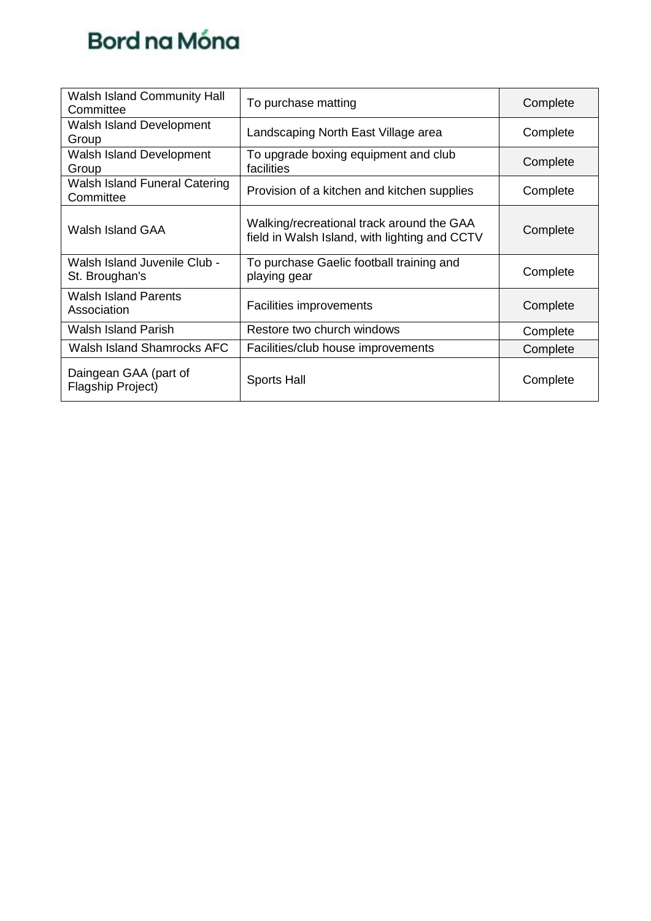| Walsh Island Community Hall Committee | To purchase matting | Complete |
|---|---|---|
| Walsh Island Development Group | Landscaping North East Village area | Complete |
| Walsh Island Development Group | To upgrade boxing equipment and club facilities | Complete |
| Walsh Island Funeral Catering Committee | Provision of a kitchen and kitchen supplies | Complete |
| Walsh Island GAA | Walking/recreational track around the GAA field in Walsh Island, with lighting and CCTV | Complete |
| Walsh Island Juvenile Club - St. Broughan's | To purchase Gaelic football training and playing gear | Complete |
| Walsh Island Parents Association | Facilities improvements | Complete |
| Walsh Island Parish | Restore two church windows | Complete |
| Walsh Island Shamrocks AFC | Facilities/club house improvements | Complete |
| Daingean GAA (part of Flagship Project) | Sports Hall | Complete |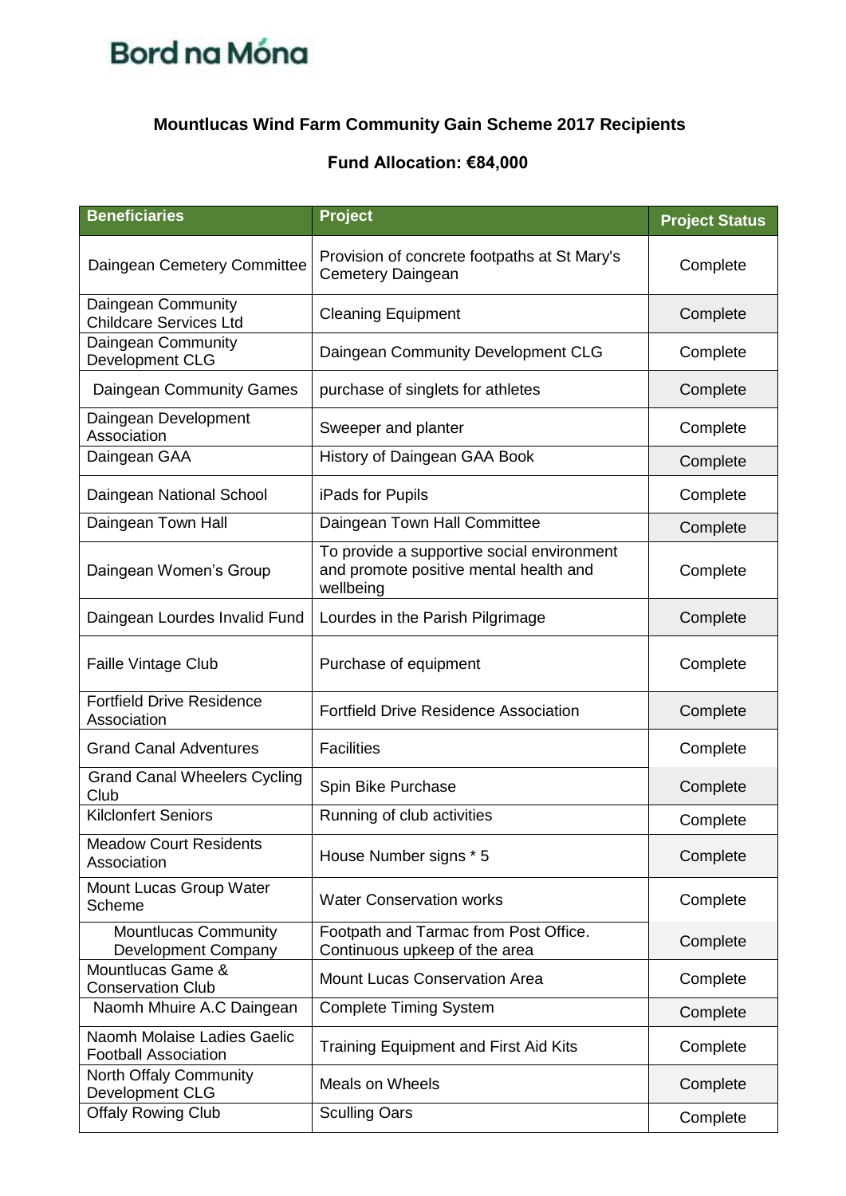Bord na Móna

## Mountlucas Wind Farm Community Gain Scheme 2017 Recipients

### Fund Allocation: €84,000

| Beneficiaries | Project | Project Status |
|---|---|---|
| Daingean Cemetery Committee | Provision of concrete footpaths at St Mary's Cemetery Daingean | Complete |
| Daingean Community Childcare Services Ltd | Cleaning Equipment | Complete |
| Daingean Community Development CLG | Daingean Community Development CLG | Complete |
| Daingean Community Games | purchase of singlets for athletes | Complete |
| Daingean Development Association | Sweeper and planter | Complete |
| Daingean GAA | History of Daingean GAA Book | Complete |
| Daingean National School | iPads for Pupils | Complete |
| Daingean Town Hall | Daingean Town Hall Committee | Complete |
| Daingean Women's Group | To provide a supportive social environment and promote positive mental health and wellbeing | Complete |
| Daingean Lourdes Invalid Fund | Lourdes in the Parish Pilgrimage | Complete |
| Faille Vintage Club | Purchase of equipment | Complete |
| Fortfield Drive Residence Association | Fortfield Drive Residence Association | Complete |
| Grand Canal Adventures | Facilities | Complete |
| Grand Canal Wheelers Cycling Club | Spin Bike Purchase | Complete |
| Kilclonfert Seniors | Running of club activities | Complete |
| Meadow Court Residents Association | House Number signs * 5 | Complete |
| Mount Lucas Group Water Scheme | Water Conservation works | Complete |
| Mountlucas Community Development Company | Footpath and Tarmac from Post Office. Continuous upkeep of the area | Complete |
| Mountlucas Game & Conservation Club | Mount Lucas Conservation Area | Complete |
| Naomh Mhuire A.C Daingean | Complete Timing System | Complete |
| Naomh Molaise Ladies Gaelic Football Association | Training Equipment and First Aid Kits | Complete |
| North Offaly Community Development CLG | Meals on Wheels | Complete |
| Offaly Rowing Club | Sculling Oars | Complete |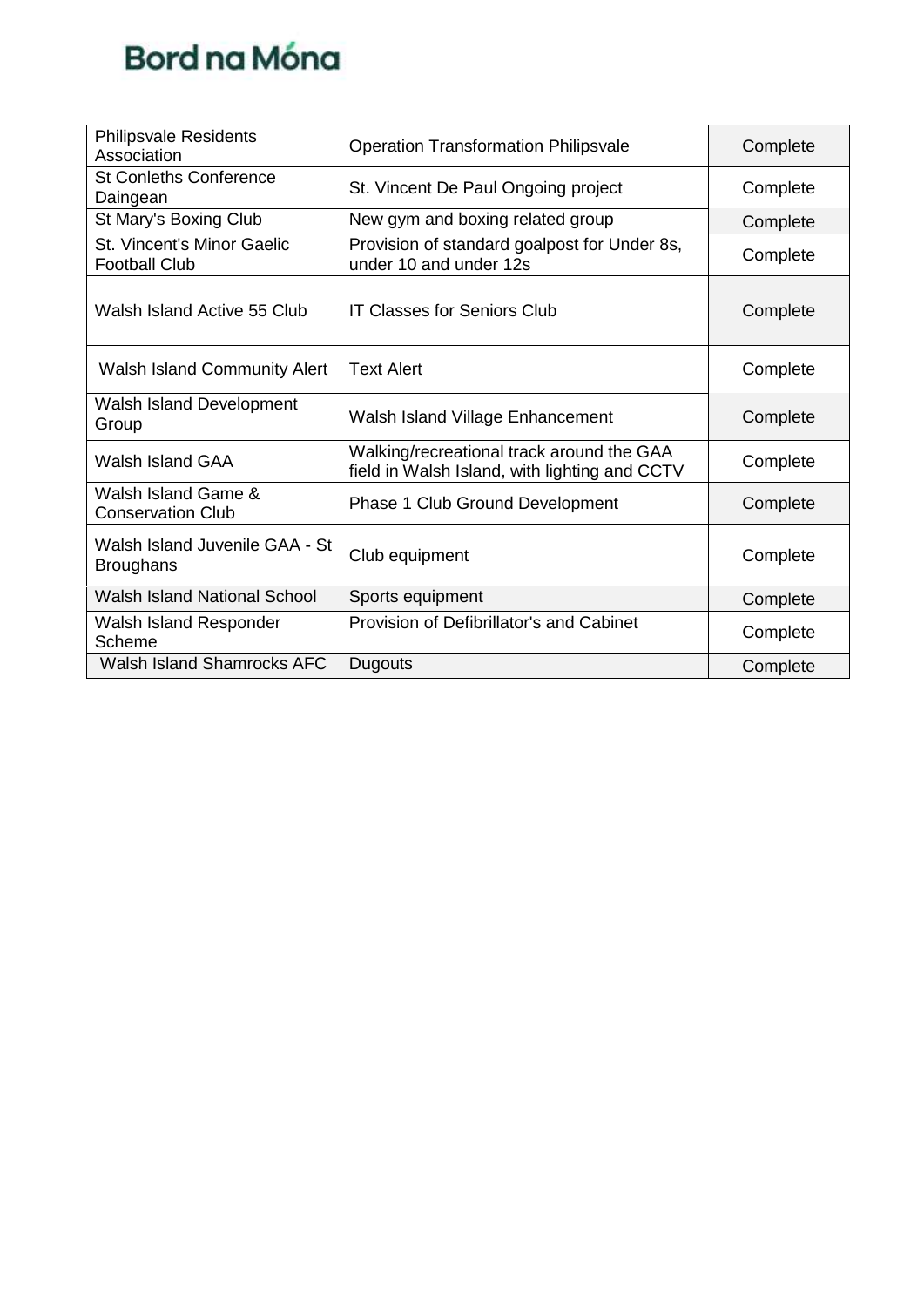| Philipsvale Residents Association | Operation Transformation Philipsvale | Complete |
|---|---|---|
| St Conleths Conference Daingean | St. Vincent De Paul Ongoing project | Complete |
| St Mary's Boxing Club | New gym and boxing related group | Complete |
| St. Vincent's Minor Gaelic Football Club | Provision of standard goalpost for Under 8s, under 10 and under 12s | Complete |
| Walsh Island Active 55 Club | IT Classes for Seniors Club | Complete |
| Walsh Island Community Alert | Text Alert | Complete |
| Walsh Island Development Group | Walsh Island Village Enhancement | Complete |
| Walsh Island GAA | Walking/recreational track around the GAA field in Walsh Island, with lighting and CCTV | Complete |
| Walsh Island Game & Conservation Club | Phase 1 Club Ground Development | Complete |
| Walsh Island Juvenile GAA - St Broughans | Club equipment | Complete |
| Walsh Island National School | Sports equipment | Complete |
| Walsh Island Responder Scheme | Provision of Defibrillator's and Cabinet | Complete |
| Walsh Island Shamrocks AFC | Dugouts | Complete |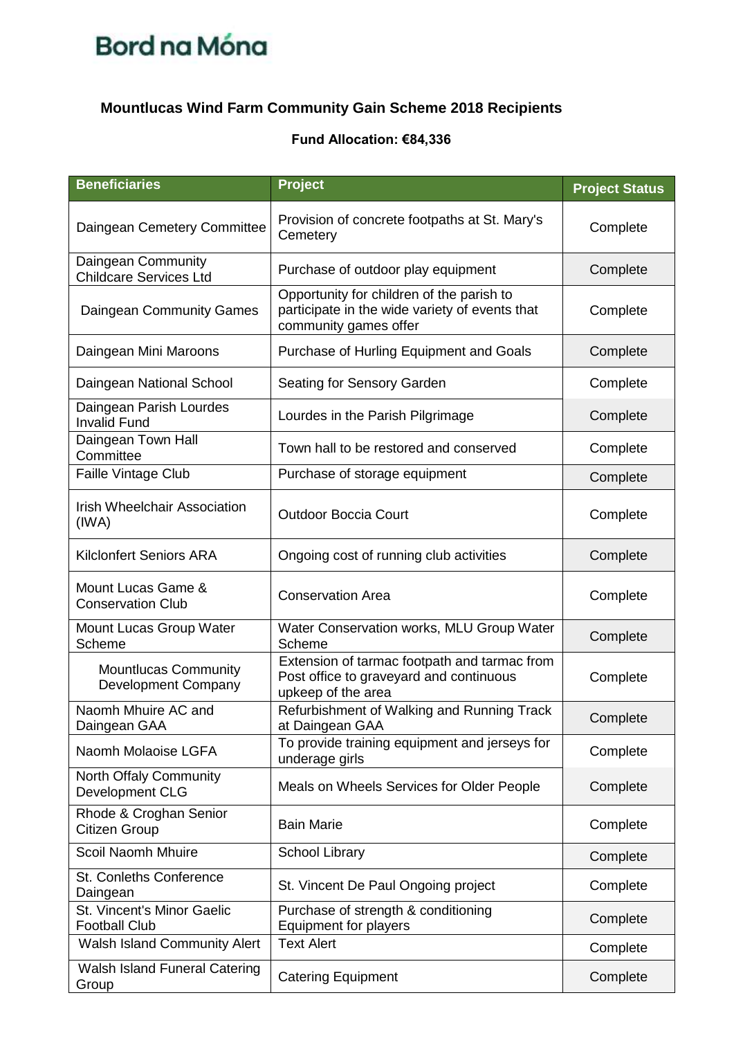Bord na Móna

## Mountlucas Wind Farm Community Gain Scheme 2018 Recipients

**Fund Allocation: €84,336**

| Beneficiaries | Project | Project Status |
|---|---|---|
| Daingean Cemetery Committee | Provision of concrete footpaths at St. Mary's Cemetery | Complete |
| Daingean Community Childcare Services Ltd | Purchase of outdoor play equipment | Complete |
| Daingean Community Games | Opportunity for children of the parish to participate in the wide variety of events that community games offer | Complete |
| Daingean Mini Maroons | Purchase of Hurling Equipment and Goals | Complete |
| Daingean National School | Seating for Sensory Garden | Complete |
| Daingean Parish Lourdes Invalid Fund | Lourdes in the Parish Pilgrimage | Complete |
| Daingean Town Hall Committee | Town hall to be restored and conserved | Complete |
| Faille Vintage Club | Purchase of storage equipment | Complete |
| Irish Wheelchair Association (IWA) | Outdoor Boccia Court | Complete |
| Kilclonfert Seniors ARA | Ongoing cost of running club activities | Complete |
| Mount Lucas Game & Conservation Club | Conservation Area | Complete |
| Mount Lucas Group Water Scheme | Water Conservation works, MLU Group Water Scheme | Complete |
| Mountlucas Community Development Company | Extension of tarmac footpath and tarmac from Post office to graveyard and continuous upkeep of the area | Complete |
| Naomh Mhuire AC and Daingean GAA | Refurbishment of Walking and Running Track at Daingean GAA | Complete |
| Naomh Molaoise LGFA | To provide training equipment and jerseys for underage girls | Complete |
| North Offaly Community Development CLG | Meals on Wheels Services for Older People | Complete |
| Rhode & Croghan Senior Citizen Group | Bain Marie | Complete |
| Scoil Naomh Mhuire | School Library | Complete |
| St. Conleths Conference Daingean | St. Vincent De Paul Ongoing project | Complete |
| St. Vincent's Minor Gaelic Football Club | Purchase of strength & conditioning Equipment for players | Complete |
| Walsh Island Community Alert | Text Alert | Complete |
| Walsh Island Funeral Catering Group | Catering Equipment | Complete |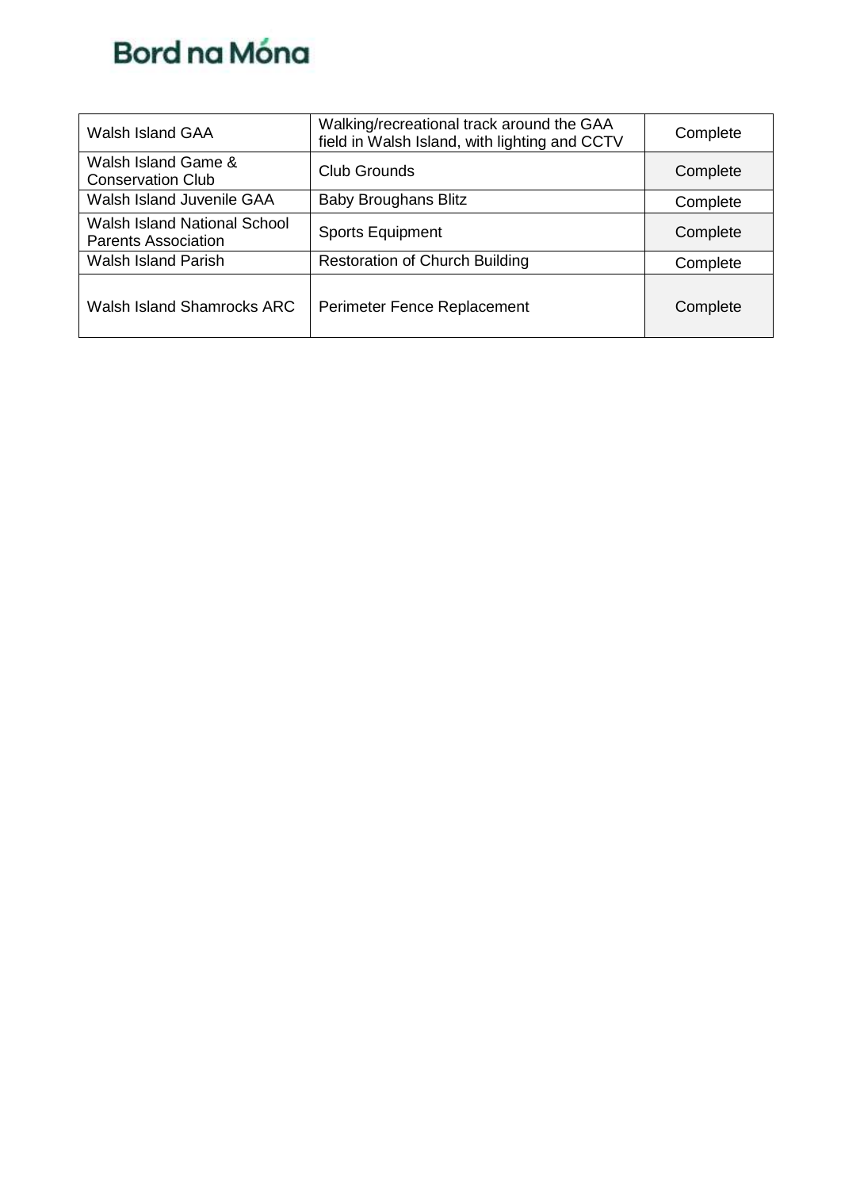| Walsh Island GAA | Walking/recreational track around the GAA field in Walsh Island, with lighting and CCTV | Complete |
|---|---|---|
| Walsh Island Game & Conservation Club | Club Grounds | Complete |
| Walsh Island Juvenile GAA | Baby Broughans Blitz | Complete |
| Walsh Island National School Parents Association | Sports Equipment | Complete |
| Walsh Island Parish | Restoration of Church Building | Complete |
| Walsh Island Shamrocks ARC | Perimeter Fence Replacement | Complete |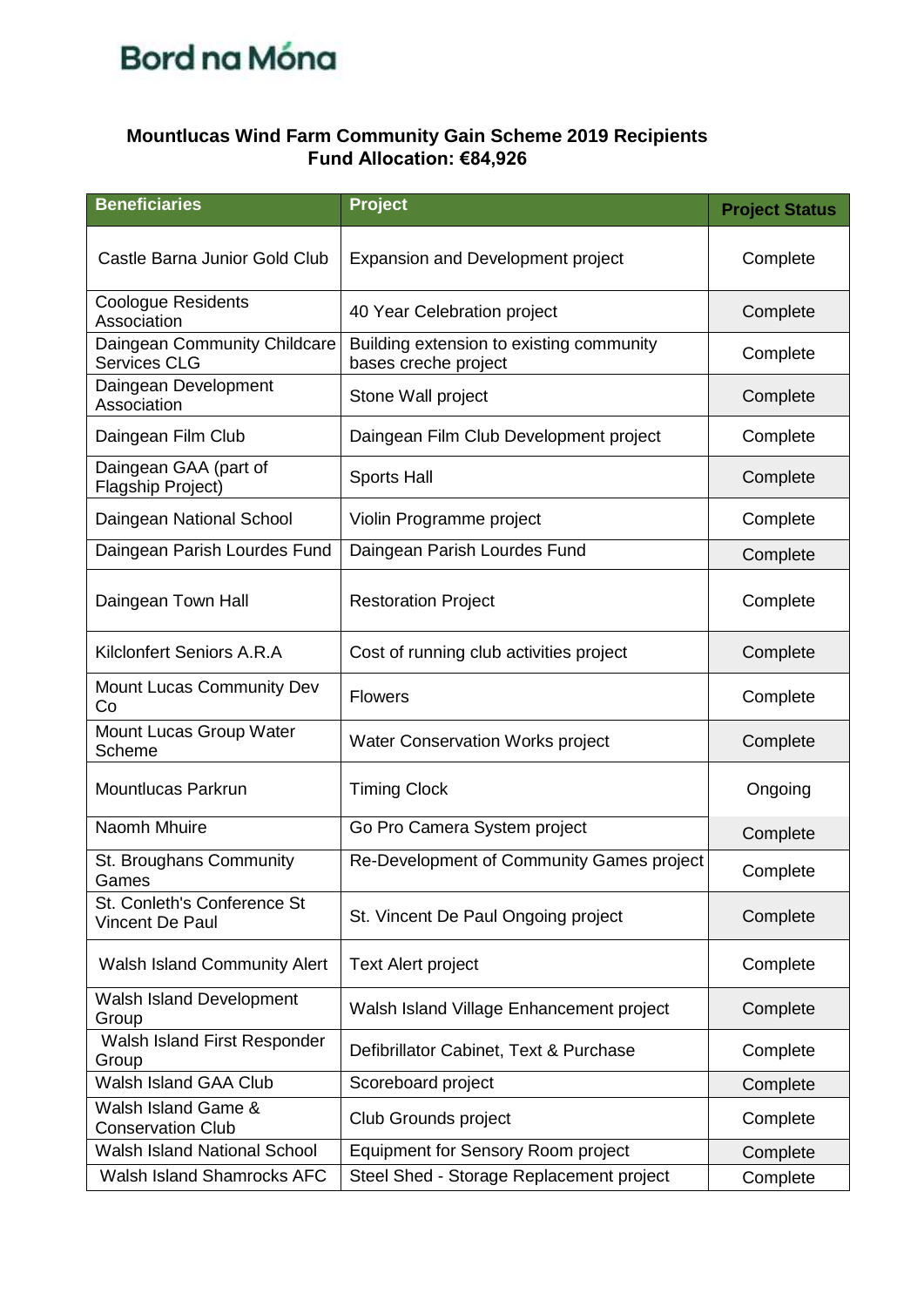Bord na Móna

**Mountlucas Wind Farm Community Gain Scheme 2019 Recipients**
**Fund Allocation: €84,926**

| Beneficiaries | Project | Project Status |
|---|---|---|
| Castle Barna Junior Gold Club | Expansion and Development project | Complete |
| Coologue Residents Association | 40 Year Celebration project | Complete |
| Daingean Community Childcare Services CLG | Building extension to existing community bases creche project | Complete |
| Daingean Development Association | Stone Wall project | Complete |
| Daingean Film Club | Daingean Film Club Development project | Complete |
| Daingean GAA (part of Flagship Project) | Sports Hall | Complete |
| Daingean National School | Violin Programme project | Complete |
| Daingean Parish Lourdes Fund | Daingean Parish Lourdes Fund | Complete |
| Daingean Town Hall | Restoration Project | Complete |
| Kilclonfert Seniors A.R.A | Cost of running club activities project | Complete |
| Mount Lucas Community Dev Co | Flowers | Complete |
| Mount Lucas Group Water Scheme | Water Conservation Works project | Complete |
| Mountlucas Parkrun | Timing Clock | Ongoing |
| Naomh Mhuire | Go Pro Camera System project | Complete |
| St. Broughans Community Games | Re-Development of Community Games project | Complete |
| St. Conleth's Conference St Vincent De Paul | St. Vincent De Paul Ongoing project | Complete |
| Walsh Island Community Alert | Text Alert project | Complete |
| Walsh Island Development Group | Walsh Island Village Enhancement project | Complete |
| Walsh Island First Responder Group | Defibrillator Cabinet, Text & Purchase | Complete |
| Walsh Island GAA Club | Scoreboard project | Complete |
| Walsh Island Game & Conservation Club | Club Grounds project | Complete |
| Walsh Island National School | Equipment for Sensory Room project | Complete |
| Walsh Island Shamrocks AFC | Steel Shed - Storage Replacement project | Complete |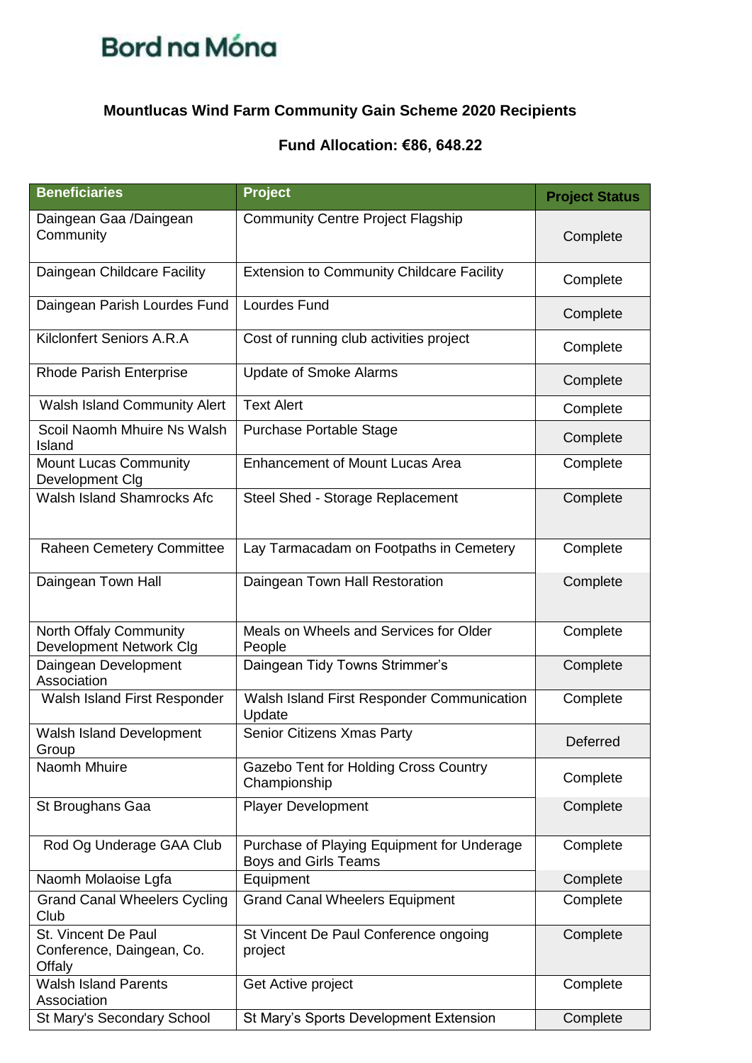Bord na Móna

## Mountlucas Wind Farm Community Gain Scheme 2020 Recipients

### Fund Allocation: €86, 648.22

| Beneficiaries | Project | Project Status |
|---|---|---|
| Daingean Gaa /Daingean Community | Community Centre Project Flagship | Complete |
| Daingean Childcare Facility | Extension to Community Childcare Facility | Complete |
| Daingean Parish Lourdes Fund | Lourdes Fund | Complete |
| Kilclonfert Seniors A.R.A | Cost of running club activities project | Complete |
| Rhode Parish Enterprise | Update of Smoke Alarms | Complete |
| Walsh Island Community Alert | Text Alert | Complete |
| Scoil Naomh Mhuire Ns Walsh Island | Purchase Portable Stage | Complete |
| Mount Lucas Community Development Clg | Enhancement of Mount Lucas Area | Complete |
| Walsh Island Shamrocks Afc | Steel Shed - Storage Replacement | Complete |
| Raheen Cemetery Committee | Lay Tarmacadam on Footpaths in Cemetery | Complete |
| Daingean Town Hall | Daingean Town Hall Restoration | Complete |
| North Offaly Community Development Network Clg | Meals on Wheels and Services for Older People | Complete |
| Daingean Development Association | Daingean Tidy Towns Strimmer's | Complete |
| Walsh Island First Responder | Walsh Island First Responder Communication Update | Complete |
| Walsh Island Development Group | Senior Citizens Xmas Party | Deferred |
| Naomh Mhuire | Gazebo Tent for Holding Cross Country Championship | Complete |
| St Broughans Gaa | Player Development | Complete |
| Rod Og Underage GAA Club | Purchase of Playing Equipment for Underage Boys and Girls Teams | Complete |
| Naomh Molaoise Lgfa | Equipment | Complete |
| Grand Canal Wheelers Cycling Club | Grand Canal Wheelers Equipment | Complete |
| St. Vincent De Paul Conference, Daingean, Co. Offaly | St Vincent De Paul Conference ongoing project | Complete |
| Walsh Island Parents Association | Get Active project | Complete |
| St Mary's Secondary School | St Mary's Sports Development Extension | Complete |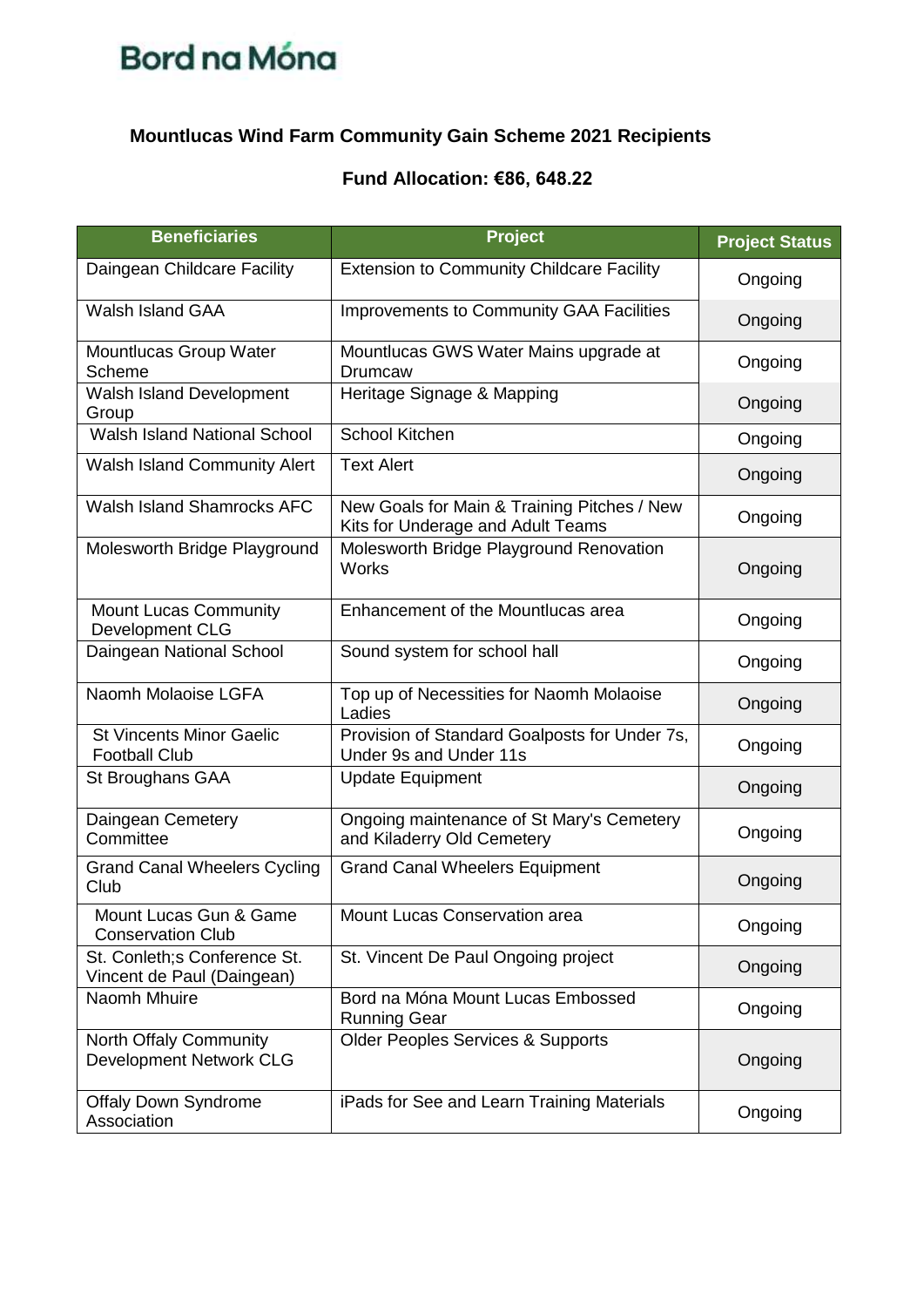Bord na Móna

## Mountlucas Wind Farm Community Gain Scheme 2021 Recipients

### Fund Allocation: €86, 648.22

| Beneficiaries | Project | Project Status |
|---|---|---|
| Daingean Childcare Facility | Extension to Community Childcare Facility | Ongoing |
| Walsh Island GAA | Improvements to Community GAA Facilities | Ongoing |
| Mountlucas Group Water Scheme | Mountlucas GWS Water Mains upgrade at Drumcaw | Ongoing |
| Walsh Island Development Group | Heritage Signage & Mapping | Ongoing |
| Walsh Island National School | School Kitchen | Ongoing |
| Walsh Island Community Alert | Text Alert | Ongoing |
| Walsh Island Shamrocks AFC | New Goals for Main & Training Pitches / New Kits for Underage and Adult Teams | Ongoing |
| Molesworth Bridge Playground | Molesworth Bridge Playground Renovation Works | Ongoing |
| Mount Lucas Community Development CLG | Enhancement of the Mountlucas area | Ongoing |
| Daingean National School | Sound system for school hall | Ongoing |
| Naomh Molaoise LGFA | Top up of Necessities for Naomh Molaoise Ladies | Ongoing |
| St Vincents Minor Gaelic Football Club | Provision of Standard Goalposts for Under 7s, Under 9s and Under 11s | Ongoing |
| St Broughans GAA | Update Equipment | Ongoing |
| Daingean Cemetery Committee | Ongoing maintenance of St Mary's Cemetery and Kiladerry Old Cemetery | Ongoing |
| Grand Canal Wheelers Cycling Club | Grand Canal Wheelers Equipment | Ongoing |
| Mount Lucas Gun & Game Conservation Club | Mount Lucas Conservation area | Ongoing |
| St. Conleth;s Conference St. Vincent de Paul (Daingean) | St. Vincent De Paul Ongoing project | Ongoing |
| Naomh Mhuire | Bord na Móna Mount Lucas Embossed Running Gear | Ongoing |
| North Offaly Community Development Network CLG | Older Peoples Services & Supports | Ongoing |
| Offaly Down Syndrome Association | iPads for See and Learn Training Materials | Ongoing |